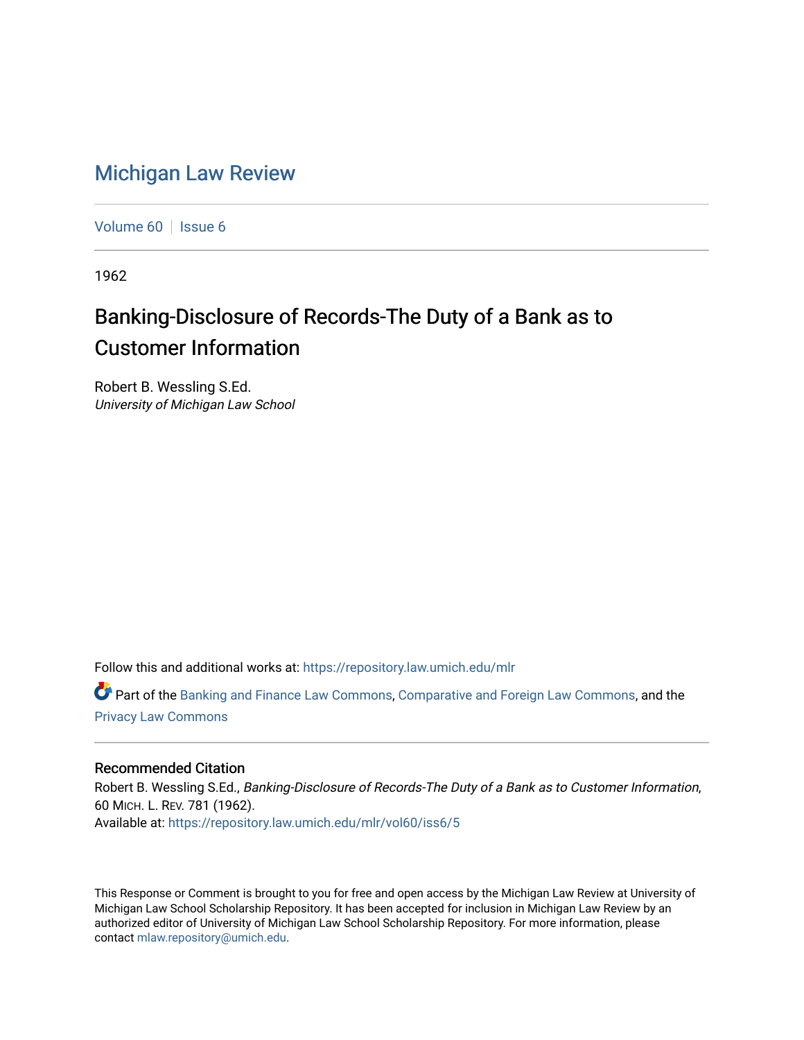# Michigan Law Review

Volume 60 | Issue 6

1962

## Banking-Disclosure of Records-The Duty of a Bank as to Customer Information

Robert B. Wessling S.Ed.
*University of Michigan Law School*

Follow this and additional works at: https://repository.law.umich.edu/mlr

Part of the Banking and Finance Law Commons, Comparative and Foreign Law Commons, and the Privacy Law Commons

### Recommended Citation

Robert B. Wessling S.Ed., *Banking-Disclosure of Records-The Duty of a Bank as to Customer Information*, 60 MICH. L. REV. 781 (1962).
Available at: https://repository.law.umich.edu/mlr/vol60/iss6/5

This Response or Comment is brought to you for free and open access by the Michigan Law Review at University of Michigan Law School Scholarship Repository. It has been accepted for inclusion in Michigan Law Review by an authorized editor of University of Michigan Law School Scholarship Repository. For more information, please contact mlaw.repository@umich.edu.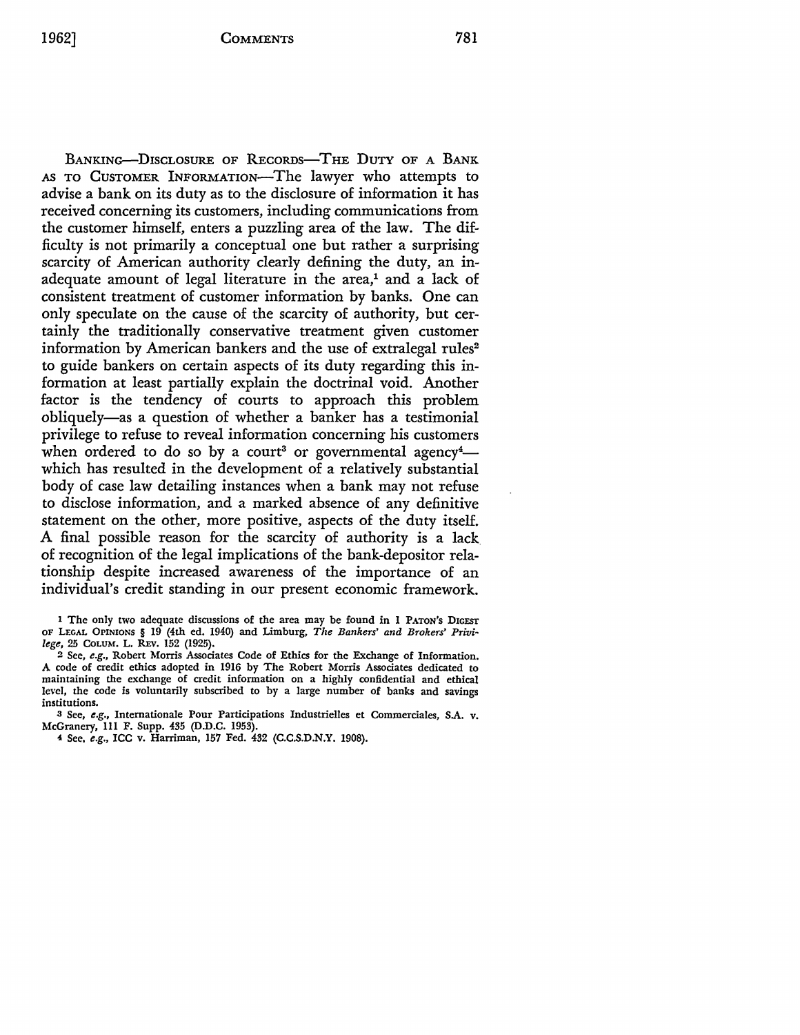BANKING—DISCLOSURE OF RECORDS—THE DUTY OF A BANK AS TO CUSTOMER INFORMATION—The lawyer who attempts to advise a bank on its duty as to the disclosure of information it has received concerning its customers, including communications from the customer himself, enters a puzzling area of the law. The difficulty is not primarily a conceptual one but rather a surprising scarcity of American authority clearly defining the duty, an inadequate amount of legal literature in the area,[1] and a lack of consistent treatment of customer information by banks. One can only speculate on the cause of the scarcity of authority, but certainly the traditionally conservative treatment given customer information by American bankers and the use of extralegal rules[2] to guide bankers on certain aspects of its duty regarding this information at least partially explain the doctrinal void. Another factor is the tendency of courts to approach this problem obliquely—as a question of whether a banker has a testimonial privilege to refuse to reveal information concerning his customers when ordered to do so by a court[3] or governmental agency[4]—which has resulted in the development of a relatively substantial body of case law detailing instances when a bank may not refuse to disclose information, and a marked absence of any definitive statement on the other, more positive, aspects of the duty itself. A final possible reason for the scarcity of authority is a lack of recognition of the legal implications of the bank-depositor relationship despite increased awareness of the importance of an individual's credit standing in our present economic framework.

[1] The only two adequate discussions of the area may be found in 1 PATON'S DIGEST OF LEGAL OPINIONS § 19 (4th ed. 1940) and Limburg, *The Bankers' and Brokers' Privilege*, 25 COLUM. L. REV. 152 (1925).

[2] See, *e.g.*, Robert Morris Associates Code of Ethics for the Exchange of Information. A code of credit ethics adopted in 1916 by The Robert Morris Associates dedicated to maintaining the exchange of credit information on a highly confidential and ethical level, the code is voluntarily subscribed to by a large number of banks and savings institutions.

[3] See, *e.g.*, Internationale Pour Participations Industrielles et Commerciales, S.A. v. McGranery, 111 F. Supp. 435 (D.D.C. 1953).

[4] See, *e.g.*, ICC v. Harriman, 157 Fed. 432 (C.C.S.D.N.Y. 1908).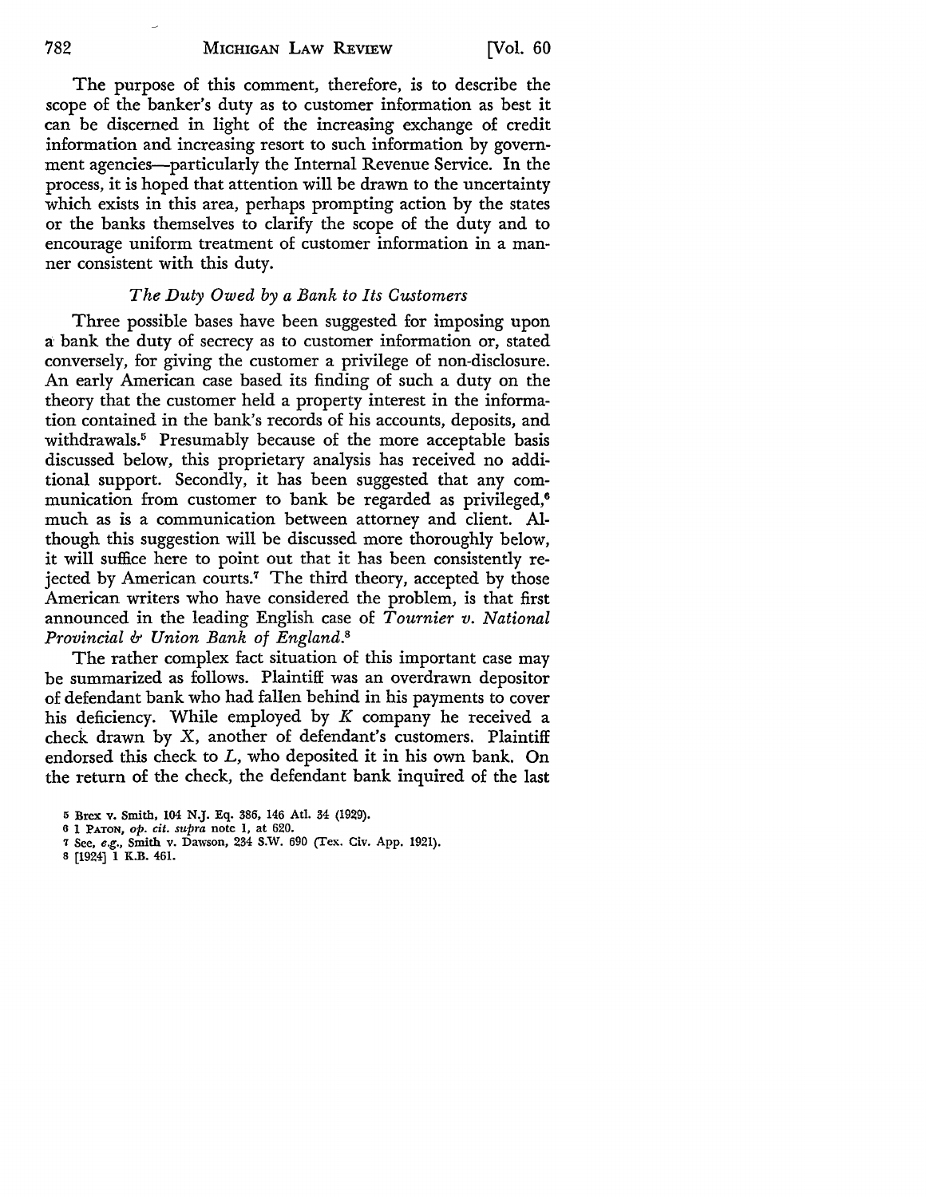The purpose of this comment, therefore, is to describe the scope of the banker's duty as to customer information as best it can be discerned in light of the increasing exchange of credit information and increasing resort to such information by government agencies—particularly the Internal Revenue Service. In the process, it is hoped that attention will be drawn to the uncertainty which exists in this area, perhaps prompting action by the states or the banks themselves to clarify the scope of the duty and to encourage uniform treatment of customer information in a manner consistent with this duty.

### *The Duty Owed by a Bank to Its Customers*

Three possible bases have been suggested for imposing upon a bank the duty of secrecy as to customer information or, stated conversely, for giving the customer a privilege of non-disclosure. An early American case based its finding of such a duty on the theory that the customer held a property interest in the information contained in the bank's records of his accounts, deposits, and withdrawals.[5] Presumably because of the more acceptable basis discussed below, this proprietary analysis has received no additional support. Secondly, it has been suggested that any communication from customer to bank be regarded as privileged,[6] much as is a communication between attorney and client. Although this suggestion will be discussed more thoroughly below, it will suffice here to point out that it has been consistently rejected by American courts.[7] The third theory, accepted by those American writers who have considered the problem, is that first announced in the leading English case of *Tournier v. National Provincial & Union Bank of England*.[8]

The rather complex fact situation of this important case may be summarized as follows. Plaintiff was an overdrawn depositor of defendant bank who had fallen behind in his payments to cover his deficiency. While employed by *K* company he received a check drawn by *X*, another of defendant's customers. Plaintiff endorsed this check to *L*, who deposited it in his own bank. On the return of the check, the defendant bank inquired of the last

---

[5] Brex v. Smith, 104 N.J. Eq. 386, 146 Atl. 34 (1929).

[6] 1 PATON, *op. cit. supra* note 1, at 620.

[7] See, *e.g.*, Smith v. Dawson, 234 S.W. 690 (Tex. Civ. App. 1921).

[8] [1924] 1 K.B. 461.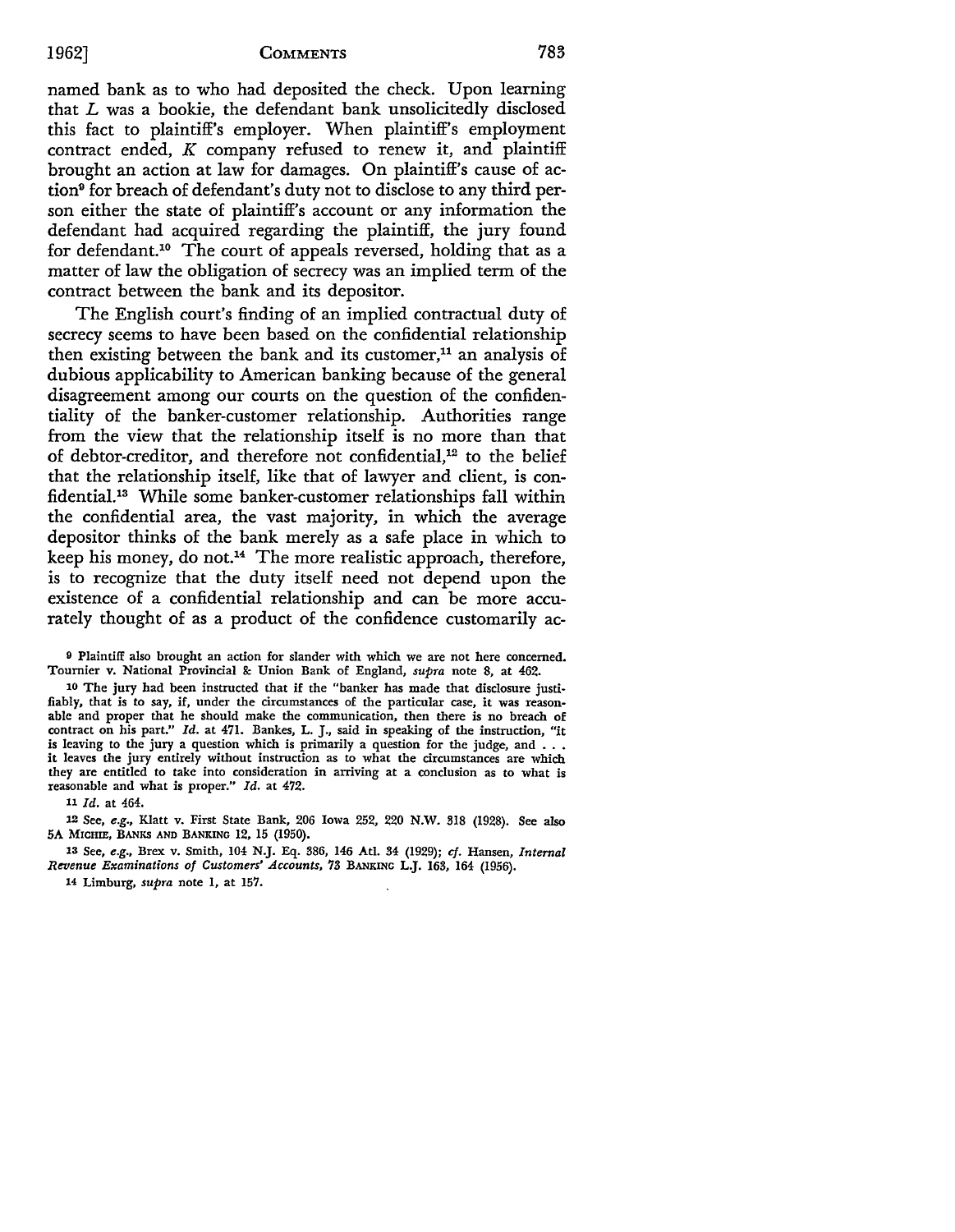named bank as to who had deposited the check. Upon learning that *L* was a bookie, the defendant bank unsolicitedly disclosed this fact to plaintiff's employer. When plaintiff's employment contract ended, *K* company refused to renew it, and plaintiff brought an action at law for damages. On plaintiff's cause of action[9] for breach of defendant's duty not to disclose to any third person either the state of plaintiff's account or any information the defendant had acquired regarding the plaintiff, the jury found for defendant.[10] The court of appeals reversed, holding that as a matter of law the obligation of secrecy was an implied term of the contract between the bank and its depositor.

The English court's finding of an implied contractual duty of secrecy seems to have been based on the confidential relationship then existing between the bank and its customer,[11] an analysis of dubious applicability to American banking because of the general disagreement among our courts on the question of the confidentiality of the banker-customer relationship. Authorities range from the view that the relationship itself is no more than that of debtor-creditor, and therefore not confidential,[12] to the belief that the relationship itself, like that of lawyer and client, is confidential.[13] While some banker-customer relationships fall within the confidential area, the vast majority, in which the average depositor thinks of the bank merely as a safe place in which to keep his money, do not.[14] The more realistic approach, therefore, is to recognize that the duty itself need not depend upon the existence of a confidential relationship and can be more accurately thought of as a product of the confidence customarily ac-

---

9 Plaintiff also brought an action for slander with which we are not here concerned. Tournier v. National Provincial & Union Bank of England, *supra* note 8, at 462.

10 The jury had been instructed that if the "banker has made that disclosure justifiably, that is to say, if, under the circumstances of the particular case, it was reasonable and proper that he should make the communication, then there is no breach of contract on his part." *Id.* at 471. Bankes, L. J., said in speaking of the instruction, "it is leaving to the jury a question which is primarily a question for the judge, and . . . it leaves the jury entirely without instruction as to what the circumstances are which they are entitled to take into consideration in arriving at a conclusion as to what is reasonable and what is proper." *Id.* at 472.

11 *Id.* at 464.

12 See, *e.g.*, Klatt v. First State Bank, 206 Iowa 252, 220 N.W. 318 (1928). See also 5A Michie, Banks and Banking 12, 15 (1950).

13 See, *e.g.*, Brex v. Smith, 104 N.J. Eq. 386, 146 Atl. 34 (1929); *cf.* Hansen, *Internal Revenue Examinations of Customers' Accounts*, 73 Banking L.J. 163, 164 (1956).

14 Limburg, *supra* note 1, at 157.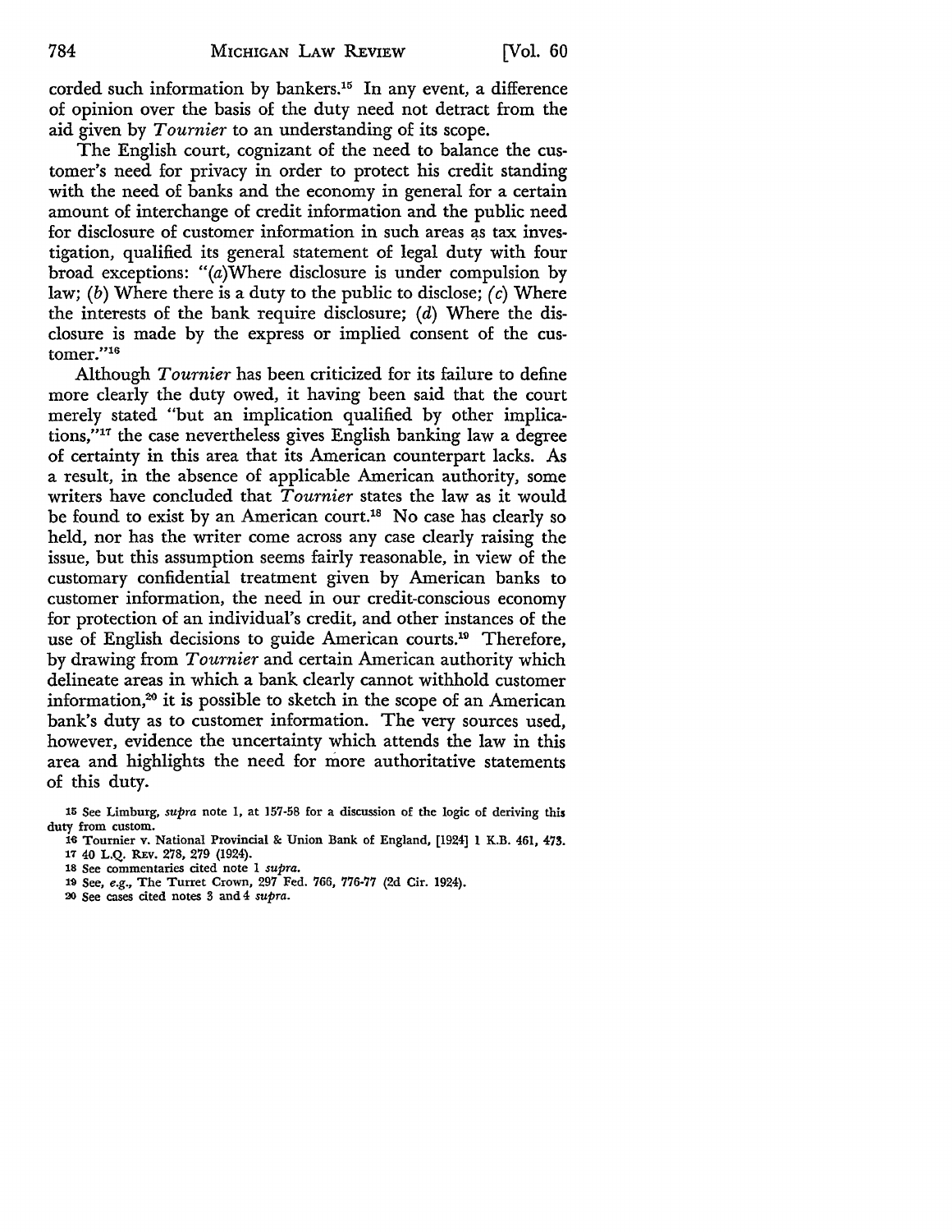corded such information by bankers.[15] In any event, a difference of opinion over the basis of the duty need not detract from the aid given by *Tournier* to an understanding of its scope.

The English court, cognizant of the need to balance the customer's need for privacy in order to protect his credit standing with the need of banks and the economy in general for a certain amount of interchange of credit information and the public need for disclosure of customer information in such areas as tax investigation, qualified its general statement of legal duty with four broad exceptions: "(*a*) Where disclosure is under compulsion by law; (*b*) Where there is a duty to the public to disclose; (*c*) Where the interests of the bank require disclosure; (*d*) Where the disclosure is made by the express or implied consent of the customer."[16]

Although *Tournier* has been criticized for its failure to define more clearly the duty owed, it having been said that the court merely stated "but an implication qualified by other implications,"[17] the case nevertheless gives English banking law a degree of certainty in this area that its American counterpart lacks. As a result, in the absence of applicable American authority, some writers have concluded that *Tournier* states the law as it would be found to exist by an American court.[18] No case has clearly so held, nor has the writer come across any case clearly raising the issue, but this assumption seems fairly reasonable, in view of the customary confidential treatment given by American banks to customer information, the need in our credit-conscious economy for protection of an individual's credit, and other instances of the use of English decisions to guide American courts.[19] Therefore, by drawing from *Tournier* and certain American authority which delineate areas in which a bank clearly cannot withhold customer information,[20] it is possible to sketch in the scope of an American bank's duty as to customer information. The very sources used, however, evidence the uncertainty which attends the law in this area and highlights the need for more authoritative statements of this duty.

---

15 See Limburg, *supra* note 1, at 157-58 for a discussion of the logic of deriving this duty from custom.

16 Tournier v. National Provincial & Union Bank of England, [1924] 1 K.B. 461, 473.

17 40 L.Q. Rev. 278, 279 (1924).

18 See commentaries cited note 1 *supra*.

19 See, *e.g.*, The Turret Crown, 297 Fed. 766, 776-77 (2d Cir. 1924).

20 See cases cited notes 3 and 4 *supra*.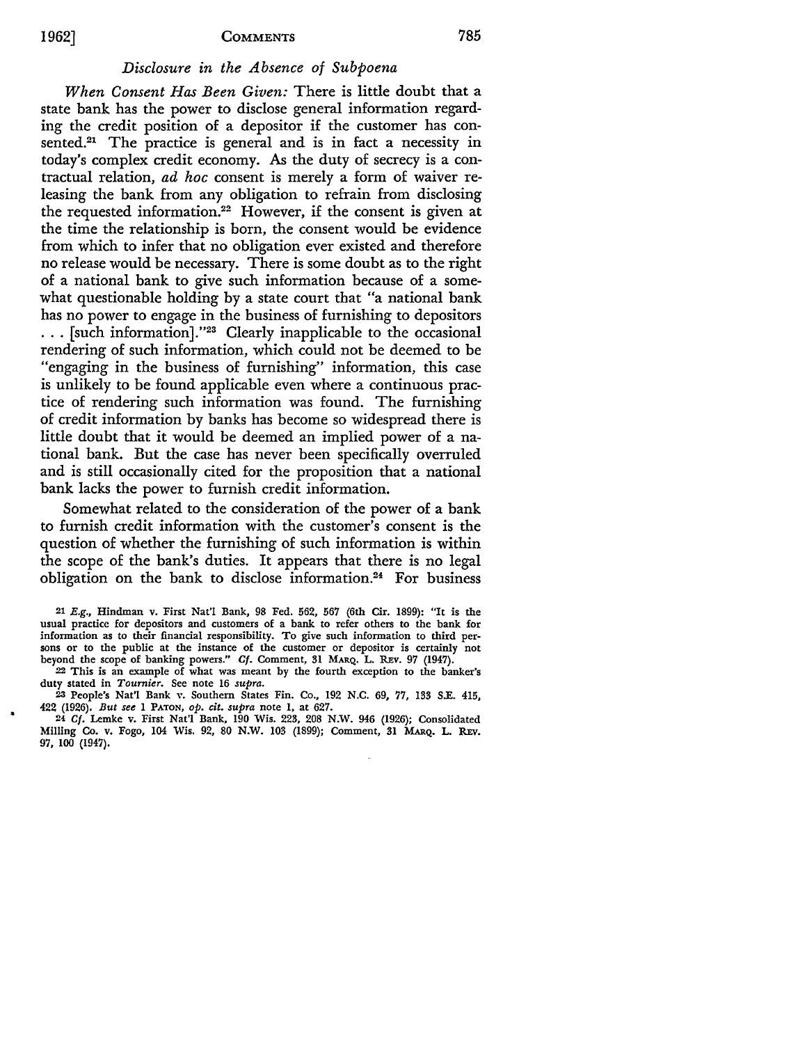### *Disclosure in the Absence of Subpoena*

*When Consent Has Been Given:* There is little doubt that a state bank has the power to disclose general information regarding the credit position of a depositor if the customer has consented.[21] The practice is general and is in fact a necessity in today's complex credit economy. As the duty of secrecy is a contractual relation, *ad hoc* consent is merely a form of waiver releasing the bank from any obligation to refrain from disclosing the requested information.[22] However, if the consent is given at the time the relationship is born, the consent would be evidence from which to infer that no obligation ever existed and therefore no release would be necessary. There is some doubt as to the right of a national bank to give such information because of a somewhat questionable holding by a state court that "a national bank has no power to engage in the business of furnishing to depositors . . . [such information]."[23] Clearly inapplicable to the occasional rendering of such information, which could not be deemed to be "engaging in the business of furnishing" information, this case is unlikely to be found applicable even where a continuous practice of rendering such information was found. The furnishing of credit information by banks has become so widespread there is little doubt that it would be deemed an implied power of a national bank. But the case has never been specifically overruled and is still occasionally cited for the proposition that a national bank lacks the power to furnish credit information.

Somewhat related to the consideration of the power of a bank to furnish credit information with the customer's consent is the question of whether the furnishing of such information is within the scope of the bank's duties. It appears that there is no legal obligation on the bank to disclose information.[24] For business

---

[21] *E.g.*, Hindman v. First Nat'l Bank, 98 Fed. 562, 567 (6th Cir. 1899): "It is the usual practice for depositors and customers of a bank to refer others to the bank for information as to their financial responsibility. To give such information to third persons or to the public at the instance of the customer or depositor is certainly not beyond the scope of banking powers." *Cf.* Comment, 31 MARQ. L. REV. 97 (1947).

[22] This is an example of what was meant by the fourth exception to the banker's duty stated in *Tournier*. See note 16 *supra*.

[23] People's Nat'l Bank v. Southern States Fin. Co., 192 N.C. 69, 77, 133 S.E. 415, 422 (1926). *But see* 1 PATON, *op. cit. supra* note 1, at 627.

[24] *Cf.* Lemke v. First Nat'l Bank, 190 Wis. 223, 208 N.W. 946 (1926); Consolidated Milling Co. v. Fogo, 104 Wis. 92, 80 N.W. 103 (1899); Comment, 31 MARQ. L. REV. 97, 100 (1947).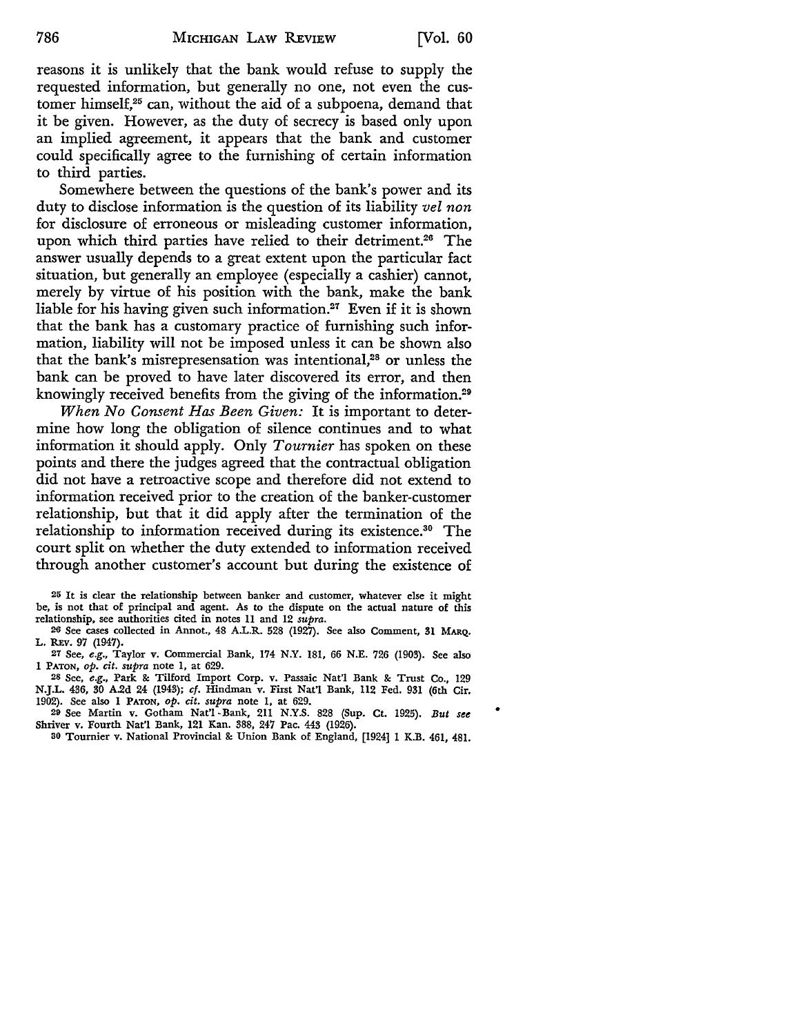reasons it is unlikely that the bank would refuse to supply the requested information, but generally no one, not even the customer himself,[25] can, without the aid of a subpoena, demand that it be given. However, as the duty of secrecy is based only upon an implied agreement, it appears that the bank and customer could specifically agree to the furnishing of certain information to third parties.

Somewhere between the questions of the bank's power and its duty to disclose information is the question of its liability *vel non* for disclosure of erroneous or misleading customer information, upon which third parties have relied to their detriment.[26] The answer usually depends to a great extent upon the particular fact situation, but generally an employee (especially a cashier) cannot, merely by virtue of his position with the bank, make the bank liable for his having given such information.[27] Even if it is shown that the bank has a customary practice of furnishing such information, liability will not be imposed unless it can be shown also that the bank's misrepresensation was intentional,[28] or unless the bank can be proved to have later discovered its error, and then knowingly received benefits from the giving of the information.[29]

*When No Consent Has Been Given:* It is important to determine how long the obligation of silence continues and to what information it should apply. Only *Tournier* has spoken on these points and there the judges agreed that the contractual obligation did not have a retroactive scope and therefore did not extend to information received prior to the creation of the banker-customer relationship, but that it did apply after the termination of the relationship to information received during its existence.[30] The court split on whether the duty extended to information received through another customer's account but during the existence of

---

[25] It is clear the relationship between banker and customer, whatever else it might be, is not that of principal and agent. As to the dispute on the actual nature of this relationship, see authorities cited in notes 11 and 12 *supra*.

[26] See cases collected in Annot., 48 A.L.R. 528 (1927). See also Comment, 31 MARQ. L. REV. 97 (1947).

[27] See, *e.g.*, Taylor v. Commercial Bank, 174 N.Y. 181, 66 N.E. 726 (1903). See also 1 PATON, *op. cit. supra* note 1, at 629.

[28] See, *e.g.*, Park & Tilford Import Corp. v. Passaic Nat'l Bank & Trust Co., 129 N.J.L. 436, 30 A.2d 24 (1943); *cf.* Hindman v. First Nat'l Bank, 112 Fed. 931 (6th Cir. 1902). See also 1 PATON, *op. cit. supra* note 1, at 629.

[29] See Martin v. Gotham Nat'l Bank, 211 N.Y.S. 828 (Sup. Ct. 1925). *But see* Shriver v. Fourth Nat'l Bank, 121 Kan. 388, 247 Pac. 443 (1926).

[30] Tournier v. National Provincial & Union Bank of England, [1924] 1 K.B. 461, 481.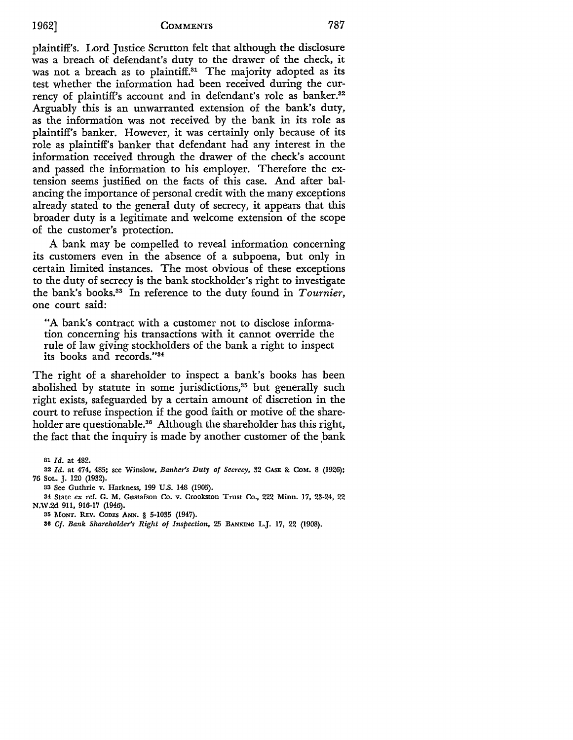plaintiff's. Lord Justice Scrutton felt that although the disclosure was a breach of defendant's duty to the drawer of the check, it was not a breach as to plaintiff.[31] The majority adopted as its test whether the information had been received during the currency of plaintiff's account and in defendant's role as banker.[32] Arguably this is an unwarranted extension of the bank's duty, as the information was not received by the bank in its role as plaintiff's banker. However, it was certainly only because of its role as plaintiff's banker that defendant had any interest in the information received through the drawer of the check's account and passed the information to his employer. Therefore the extension seems justified on the facts of this case. And after balancing the importance of personal credit with the many exceptions already stated to the general duty of secrecy, it appears that this broader duty is a legitimate and welcome extension of the scope of the customer's protection.

A bank may be compelled to reveal information concerning its customers even in the absence of a subpoena, but only in certain limited instances. The most obvious of these exceptions to the duty of secrecy is the bank stockholder's right to investigate the bank's books.[33] In reference to the duty found in *Tournier*, one court said:

> "A bank's contract with a customer not to disclose information concerning his transactions with it cannot override the rule of law giving stockholders of the bank a right to inspect its books and records."[34]

The right of a shareholder to inspect a bank's books has been abolished by statute in some jurisdictions,[35] but generally such right exists, safeguarded by a certain amount of discretion in the court to refuse inspection if the good faith or motive of the shareholder are questionable.[36] Although the shareholder has this right, the fact that the inquiry is made by another customer of the bank

---

[31] *Id.* at 482.

[32] *Id.* at 474, 485; see Winslow, *Banker's Duty of Secrecy*, 32 CASE & COM. 8 (1926); 76 SOL. J. 120 (1932).

[33] See Guthrie v. Harkness, 199 U.S. 148 (1905).

[34] State *ex rel.* G. M. Gustafson Co. v. Crookston Trust Co., 222 Minn. 17, 23-24, 22 N.W.2d 911, 916-17 (1946).

[35] MONT. REV. CODES ANN. § 5-1035 (1947).

[36] *Cf. Bank Shareholder's Right of Inspection*, 25 BANKING L.J. 17, 22 (1908).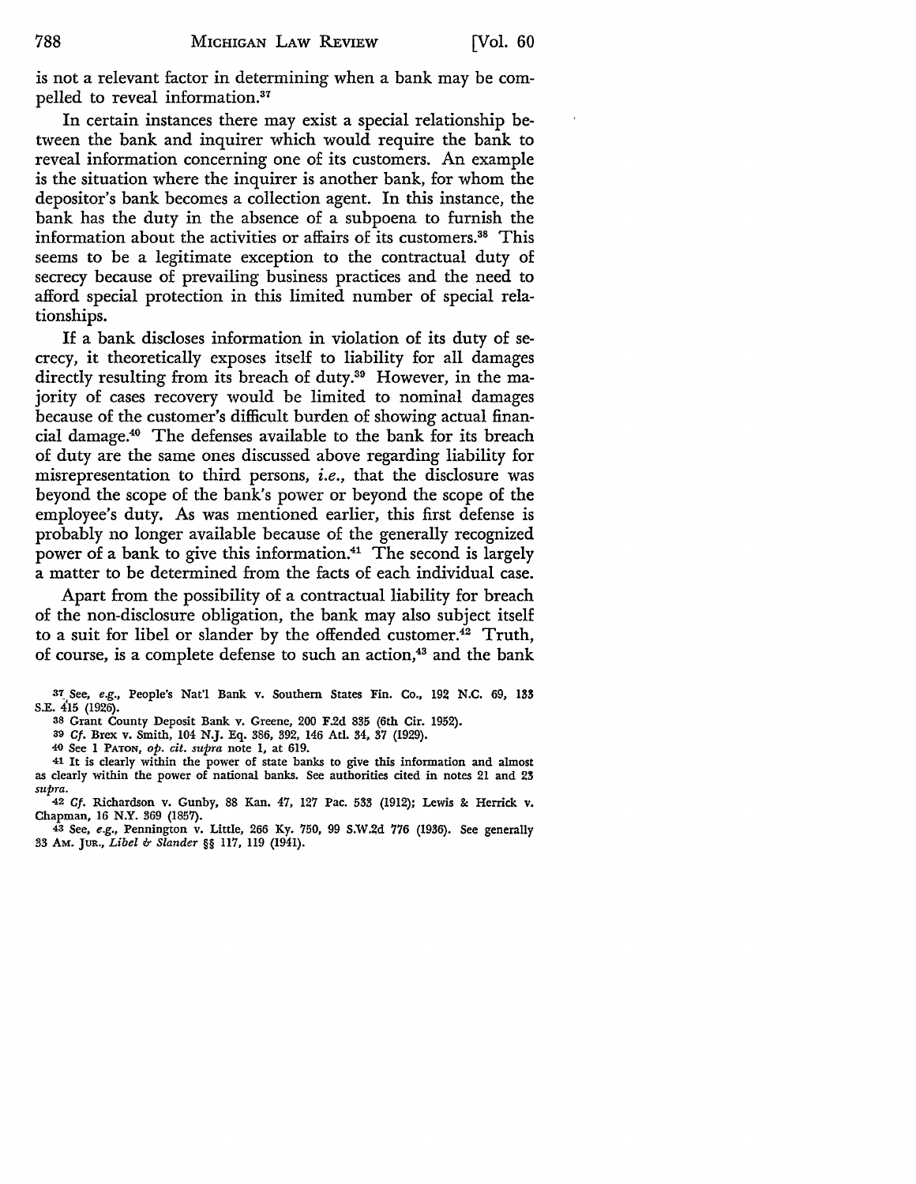is not a relevant factor in determining when a bank may be compelled to reveal information.[37]

In certain instances there may exist a special relationship between the bank and inquirer which would require the bank to reveal information concerning one of its customers. An example is the situation where the inquirer is another bank, for whom the depositor's bank becomes a collection agent. In this instance, the bank has the duty in the absence of a subpoena to furnish the information about the activities or affairs of its customers.[38] This seems to be a legitimate exception to the contractual duty of secrecy because of prevailing business practices and the need to afford special protection in this limited number of special relationships.

If a bank discloses information in violation of its duty of secrecy, it theoretically exposes itself to liability for all damages directly resulting from its breach of duty.[39] However, in the majority of cases recovery would be limited to nominal damages because of the customer's difficult burden of showing actual financial damage.[40] The defenses available to the bank for its breach of duty are the same ones discussed above regarding liability for misrepresentation to third persons, *i.e.*, that the disclosure was beyond the scope of the bank's power or beyond the scope of the employee's duty. As was mentioned earlier, this first defense is probably no longer available because of the generally recognized power of a bank to give this information.[41] The second is largely a matter to be determined from the facts of each individual case.

Apart from the possibility of a contractual liability for breach of the non-disclosure obligation, the bank may also subject itself to a suit for libel or slander by the offended customer.[42] Truth, of course, is a complete defense to such an action,[43] and the bank

---

[37] See, *e.g.*, People's Nat'l Bank v. Southern States Fin. Co., 192 N.C. 69, 133 S.E. 415 (1926).

[38] Grant County Deposit Bank v. Greene, 200 F.2d 835 (6th Cir. 1952).

[39] *Cf.* Brex v. Smith, 104 N.J. Eq. 386, 392, 146 Atl. 34, 37 (1929).

[40] See 1 PATON, *op. cit. supra* note 1, at 619.

[41] It is clearly within the power of state banks to give this information and almost as clearly within the power of national banks. See authorities cited in notes 21 and 23 *supra*.

[42] *Cf.* Richardson v. Gunby, 88 Kan. 47, 127 Pac. 533 (1912); Lewis & Herrick v. Chapman, 16 N.Y. 369 (1857).

[43] See, *e.g.*, Pennington v. Little, 266 Ky. 750, 99 S.W.2d 776 (1936). See generally 33 AM. JUR., *Libel & Slander* §§ 117, 119 (1941).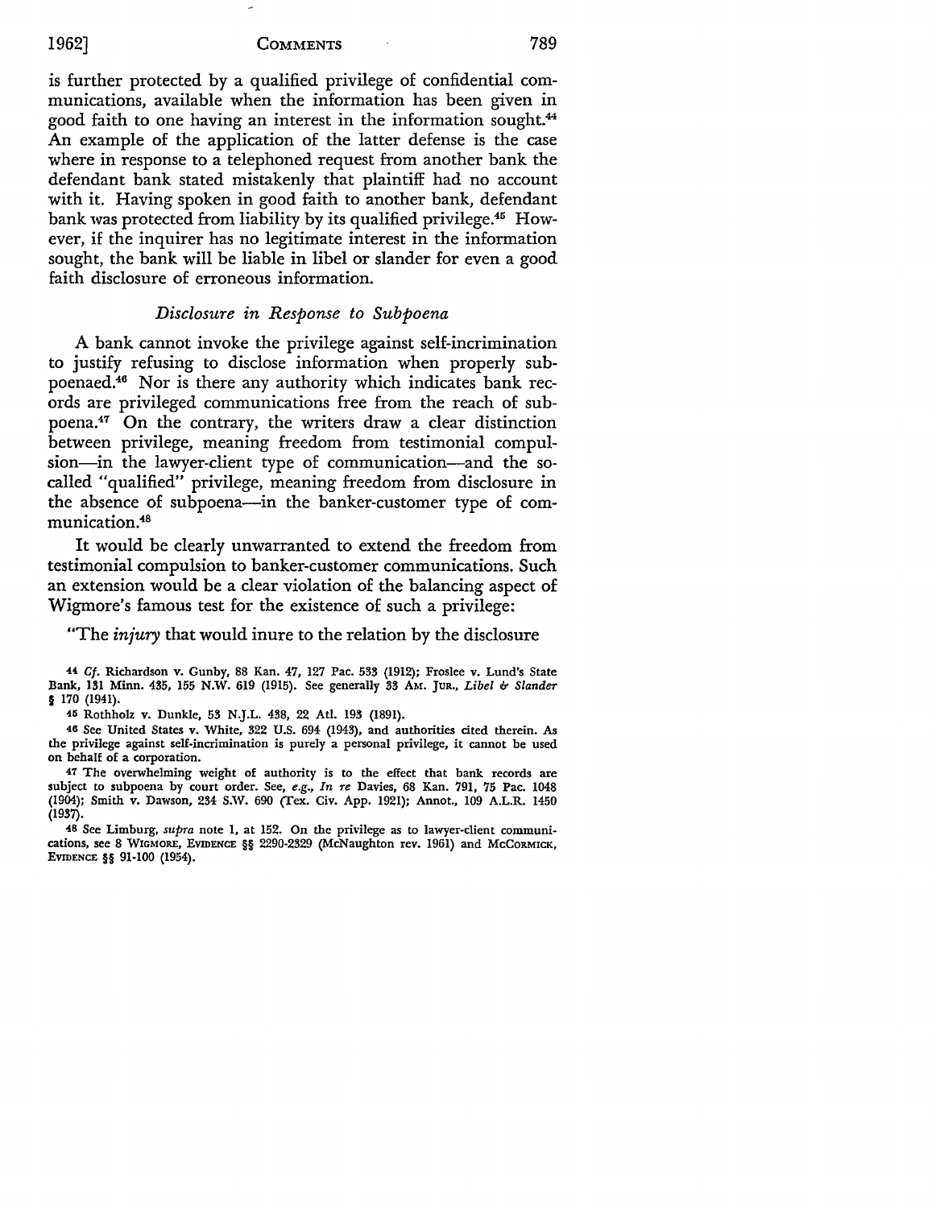is further protected by a qualified privilege of confidential communications, available when the information has been given in good faith to one having an interest in the information sought.[44] An example of the application of the latter defense is the case where in response to a telephoned request from another bank the defendant bank stated mistakenly that plaintiff had no account with it. Having spoken in good faith to another bank, defendant bank was protected from liability by its qualified privilege.[45] However, if the inquirer has no legitimate interest in the information sought, the bank will be liable in libel or slander for even a good faith disclosure of erroneous information.

### *Disclosure in Response to Subpoena*

A bank cannot invoke the privilege against self-incrimination to justify refusing to disclose information when properly subpoenaed.[46] Nor is there any authority which indicates bank records are privileged communications free from the reach of subpoena.[47] On the contrary, the writers draw a clear distinction between privilege, meaning freedom from testimonial compulsion—in the lawyer-client type of communication—and the so-called "qualified" privilege, meaning freedom from disclosure in the absence of subpoena—in the banker-customer type of communication.[48]

It would be clearly unwarranted to extend the freedom from testimonial compulsion to banker-customer communications. Such an extension would be a clear violation of the balancing aspect of Wigmore's famous test for the existence of such a privilege:

"The *injury* that would inure to the relation by the disclosure

---

[44] *Cf.* Richardson v. Gunby, 88 Kan. 47, 127 Pac. 533 (1912); Froslee v. Lund's State Bank, 131 Minn. 435, 155 N.W. 619 (1915). See generally 33 AM. JUR., *Libel & Slander* § 170 (1941).

[45] Rothholz v. Dunkle, 53 N.J.L. 438, 22 Atl. 193 (1891).

[46] See United States v. White, 322 U.S. 694 (1943), and authorities cited therein. As the privilege against self-incrimination is purely a personal privilege, it cannot be used on behalf of a corporation.

[47] The overwhelming weight of authority is to the effect that bank records are subject to subpoena by court order. See, *e.g.*, *In re* Davies, 68 Kan. 791, 75 Pac. 1048 (1904); Smith v. Dawson, 234 S.W. 690 (Tex. Civ. App. 1921); Annot., 109 A.L.R. 1450 (1937).

[48] See Limburg, *supra* note 1, at 152. On the privilege as to lawyer-client communications, see 8 WIGMORE, EVIDENCE §§ 2290-2329 (McNaughton rev. 1961) and MCCORMICK, EVIDENCE §§ 91-100 (1954).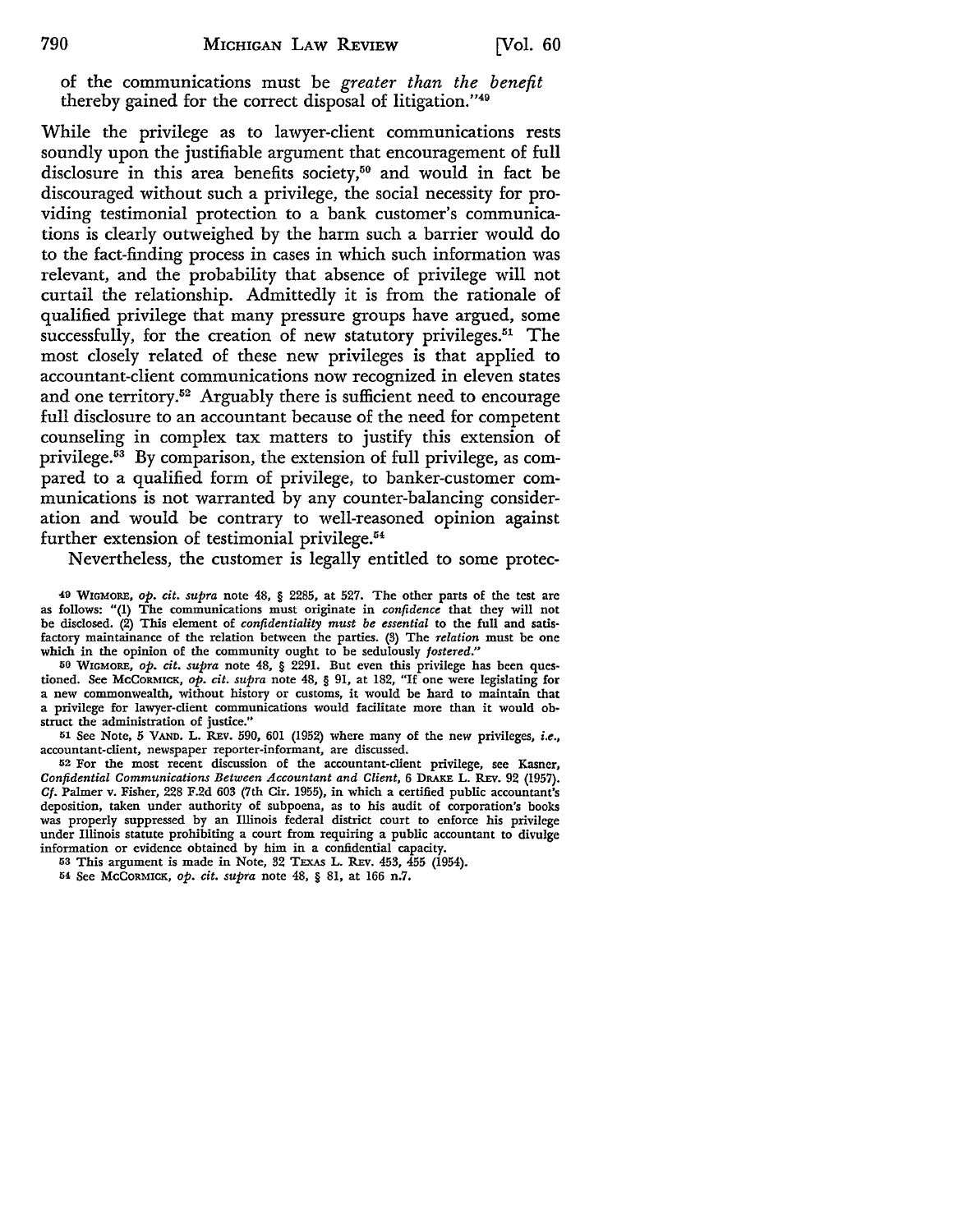of the communications must be *greater than the benefit* thereby gained for the correct disposal of litigation."[49]

While the privilege as to lawyer-client communications rests soundly upon the justifiable argument that encouragement of full disclosure in this area benefits society,[50] and would in fact be discouraged without such a privilege, the social necessity for providing testimonial protection to a bank customer's communications is clearly outweighed by the harm such a barrier would do to the fact-finding process in cases in which such information was relevant, and the probability that absence of privilege will not curtail the relationship. Admittedly it is from the rationale of qualified privilege that many pressure groups have argued, some successfully, for the creation of new statutory privileges.[51] The most closely related of these new privileges is that applied to accountant-client communications now recognized in eleven states and one territory.[52] Arguably there is sufficient need to encourage full disclosure to an accountant because of the need for competent counseling in complex tax matters to justify this extension of privilege.[53] By comparison, the extension of full privilege, as compared to a qualified form of privilege, to banker-customer communications is not warranted by any counter-balancing consideration and would be contrary to well-reasoned opinion against further extension of testimonial privilege.[54]

Nevertheless, the customer is legally entitled to some protec-

---

[49] WIGMORE, *op. cit. supra* note 48, § 2285, at 527. The other parts of the test are as follows: "(1) The communications must originate in *confidence* that they will not be disclosed. (2) This element of *confidentiality must be essential* to the full and satisfactory maintainance of the relation between the parties. (3) The *relation* must be one which in the opinion of the community ought to be sedulously *fostered*."

[50] WIGMORE, *op. cit. supra* note 48, § 2291. But even this privilege has been questioned. See MCCORMICK, *op. cit. supra* note 48, § 91, at 182, "If one were legislating for a new commonwealth, without history or customs, it would be hard to maintain that a privilege for lawyer-client communications would facilitate more than it would obstruct the administration of justice."

[51] See Note, 5 VAND. L. REV. 590, 601 (1952) where many of the new privileges, *i.e.*, accountant-client, newspaper reporter-informant, are discussed.

[52] For the most recent discussion of the accountant-client privilege, see Kasner, *Confidential Communications Between Accountant and Client*, 6 DRAKE L. REV. 92 (1957). *Cf.* Palmer v. Fisher, 228 F.2d 603 (7th Cir. 1955), in which a certified public accountant's deposition, taken under authority of subpoena, as to his audit of corporation's books was properly suppressed by an Illinois federal district court to enforce his privilege under Illinois statute prohibiting a court from requiring a public accountant to divulge information or evidence obtained by him in a confidential capacity.

[53] This argument is made in Note, 32 TEXAS L. REV. 453, 455 (1954).

[54] See MCCORMICK, *op. cit. supra* note 48, § 81, at 166 n.7.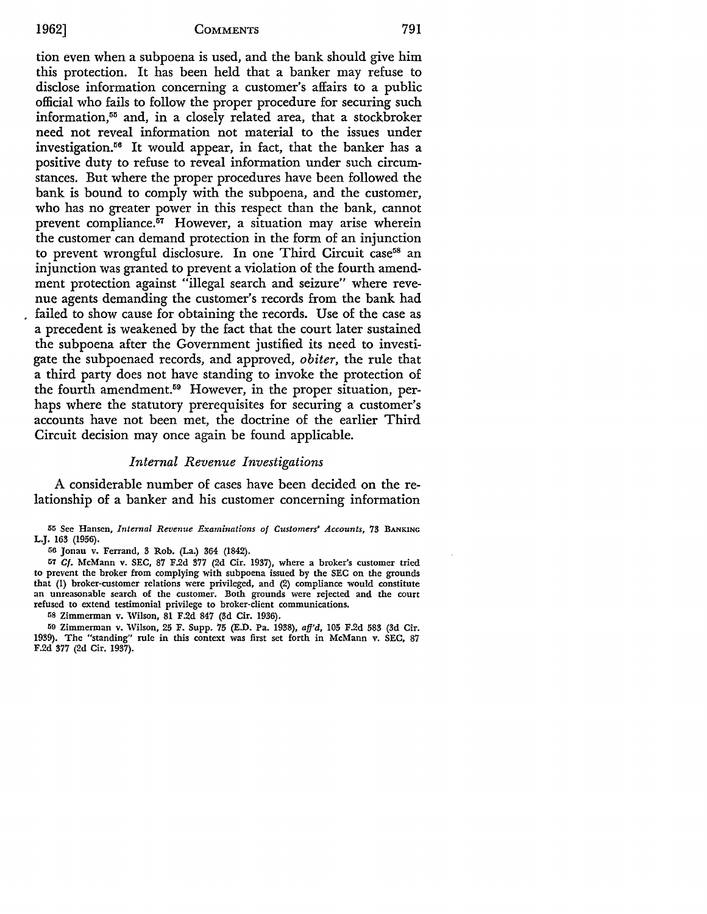tion even when a subpoena is used, and the bank should give him this protection. It has been held that a banker may refuse to disclose information concerning a customer's affairs to a public official who fails to follow the proper procedure for securing such information,[55] and, in a closely related area, that a stockbroker need not reveal information not material to the issues under investigation.[56] It would appear, in fact, that the banker has a positive duty to refuse to reveal information under such circumstances. But where the proper procedures have been followed the bank is bound to comply with the subpoena, and the customer, who has no greater power in this respect than the bank, cannot prevent compliance.[57] However, a situation may arise wherein the customer can demand protection in the form of an injunction to prevent wrongful disclosure. In one Third Circuit case[58] an injunction was granted to prevent a violation of the fourth amendment protection against "illegal search and seizure" where revenue agents demanding the customer's records from the bank had failed to show cause for obtaining the records. Use of the case as a precedent is weakened by the fact that the court later sustained the subpoena after the Government justified its need to investigate the subpoenaed records, and approved, *obiter*, the rule that a third party does not have standing to invoke the protection of the fourth amendment.[59] However, in the proper situation, perhaps where the statutory prerequisites for securing a customer's accounts have not been met, the doctrine of the earlier Third Circuit decision may once again be found applicable.

### *Internal Revenue Investigations*

A considerable number of cases have been decided on the relationship of a banker and his customer concerning information

---

[55] See Hansen, *Internal Revenue Examinations of Customers' Accounts*, 73 BANKING L.J. 163 (1956).

[56] Jonau v. Ferrand, 3 Rob. (La.) 364 (1842).

[57] *Cf.* McMann v. SEC, 87 F.2d 377 (2d Cir. 1937), where a broker's customer tried to prevent the broker from complying with subpoena issued by the SEC on the grounds that (1) broker-customer relations were privileged, and (2) compliance would constitute an unreasonable search of the customer. Both grounds were rejected and the court refused to extend testimonial privilege to broker-client communications.

[58] Zimmerman v. Wilson, 81 F.2d 847 (3d Cir. 1936).

[59] Zimmerman v. Wilson, 25 F. Supp. 75 (E.D. Pa. 1938), *aff'd*, 105 F.2d 583 (3d Cir. 1939). The "standing" rule in this context was first set forth in McMann v. SEC, 87 F.2d 377 (2d Cir. 1937).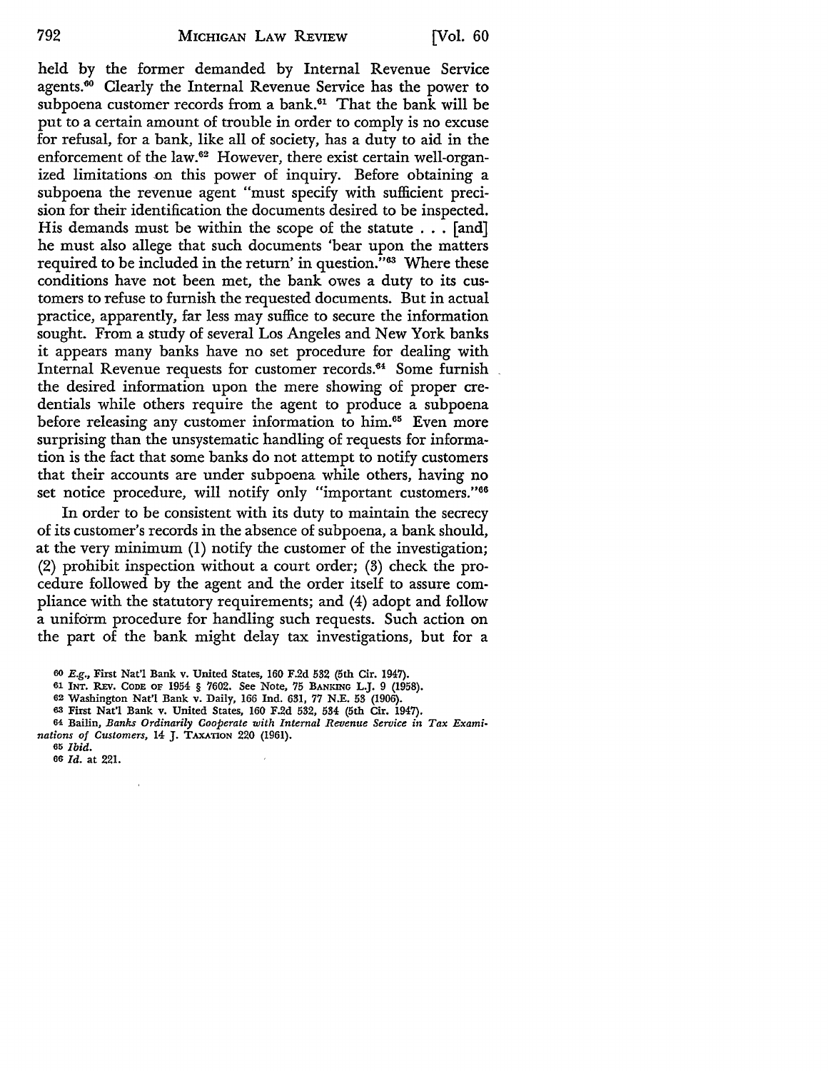held by the former demanded by Internal Revenue Service agents.[60] Clearly the Internal Revenue Service has the power to subpoena customer records from a bank.[61] That the bank will be put to a certain amount of trouble in order to comply is no excuse for refusal, for a bank, like all of society, has a duty to aid in the enforcement of the law.[62] However, there exist certain well-organized limitations on this power of inquiry. Before obtaining a subpoena the revenue agent "must specify with sufficient precision for their identification the documents desired to be inspected. His demands must be within the scope of the statute . . . [and] he must also allege that such documents 'bear upon the matters required to be included in the return' in question."[63] Where these conditions have not been met, the bank owes a duty to its customers to refuse to furnish the requested documents. But in actual practice, apparently, far less may suffice to secure the information sought. From a study of several Los Angeles and New York banks it appears many banks have no set procedure for dealing with Internal Revenue requests for customer records.[64] Some furnish the desired information upon the mere showing of proper credentials while others require the agent to produce a subpoena before releasing any customer information to him.[65] Even more surprising than the unsystematic handling of requests for information is the fact that some banks do not attempt to notify customers that their accounts are under subpoena while others, having no set notice procedure, will notify only "important customers."[66]

In order to be consistent with its duty to maintain the secrecy of its customer's records in the absence of subpoena, a bank should, at the very minimum (1) notify the customer of the investigation; (2) prohibit inspection without a court order; (3) check the procedure followed by the agent and the order itself to assure compliance with the statutory requirements; and (4) adopt and follow a uniform procedure for handling such requests. Such action on the part of the bank might delay tax investigations, but for a

---

60 *E.g.*, First Nat'l Bank v. United States, 160 F.2d 532 (5th Cir. 1947).

61 INT. REV. CODE OF 1954 § 7602. See Note, 75 BANKING L.J. 9 (1958).

62 Washington Nat'l Bank v. Daily, 166 Ind. 631, 77 N.E. 53 (1906).

63 First Nat'l Bank v. United States, 160 F.2d 532, 534 (5th Cir. 1947).

64 Bailin, *Banks Ordinarily Cooperate with Internal Revenue Service in Tax Examinations of Customers*, 14 J. TAXATION 220 (1961).

65 *Ibid.*

66 *Id.* at 221.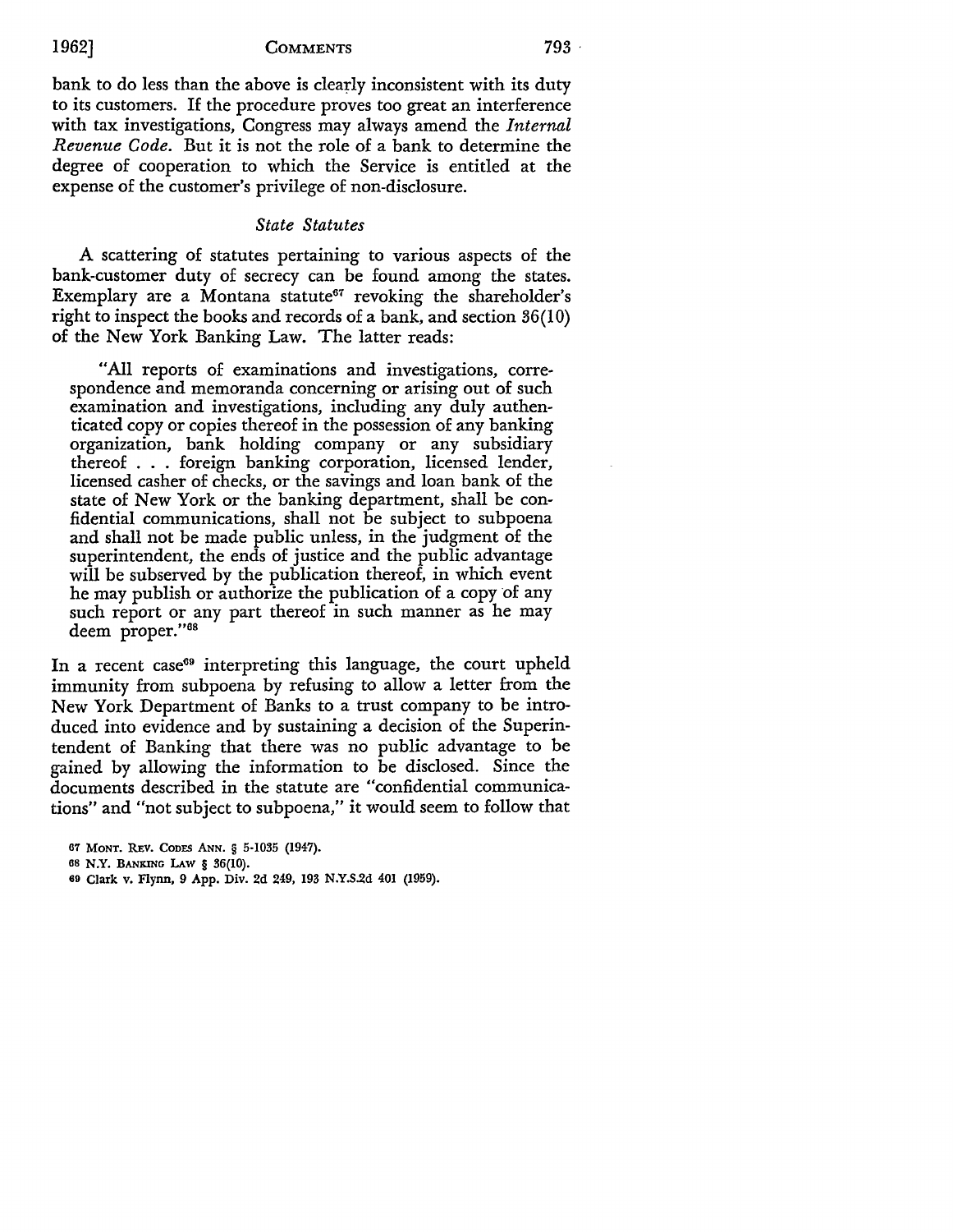bank to do less than the above is clearly inconsistent with its duty to its customers. If the procedure proves too great an interference with tax investigations, Congress may always amend the *Internal Revenue Code*. But it is not the role of a bank to determine the degree of cooperation to which the Service is entitled at the expense of the customer's privilege of non-disclosure.

### *State Statutes*

A scattering of statutes pertaining to various aspects of the bank-customer duty of secrecy can be found among the states. Exemplary are a Montana statute[67] revoking the shareholder's right to inspect the books and records of a bank, and section 36(10) of the New York Banking Law. The latter reads:

> "All reports of examinations and investigations, correspondence and memoranda concerning or arising out of such examination and investigations, including any duly authenticated copy or copies thereof in the possession of any banking organization, bank holding company or any subsidiary thereof . . . foreign banking corporation, licensed lender, licensed casher of checks, or the savings and loan bank of the state of New York or the banking department, shall be confidential communications, shall not be subject to subpoena and shall not be made public unless, in the judgment of the superintendent, the ends of justice and the public advantage will be subserved by the publication thereof, in which event he may publish or authorize the publication of a copy of any such report or any part thereof in such manner as he may deem proper."[68]

In a recent case[69] interpreting this language, the court upheld immunity from subpoena by refusing to allow a letter from the New York Department of Banks to a trust company to be introduced into evidence and by sustaining a decision of the Superintendent of Banking that there was no public advantage to be gained by allowing the information to be disclosed. Since the documents described in the statute are "confidential communications" and "not subject to subpoena," it would seem to follow that

---

67 MONT. REV. CODES ANN. § 5-1035 (1947).

68 N.Y. BANKING LAW § 36(10).

69 Clark v. Flynn, 9 App. Div. 2d 249, 193 N.Y.S.2d 401 (1959).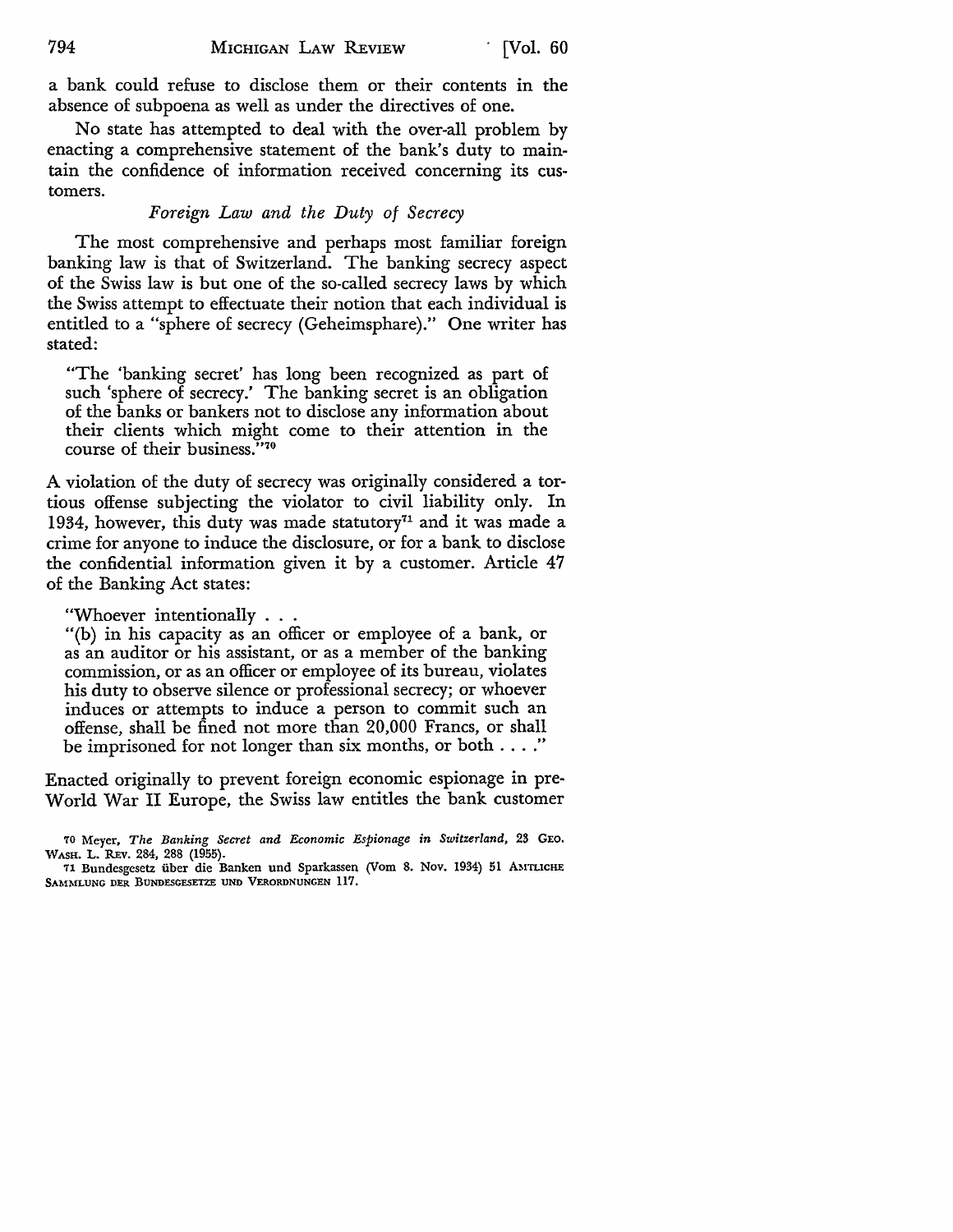a bank could refuse to disclose them or their contents in the absence of subpoena as well as under the directives of one.

No state has attempted to deal with the over-all problem by enacting a comprehensive statement of the bank's duty to maintain the confidence of information received concerning its customers.

### *Foreign Law and the Duty of Secrecy*

The most comprehensive and perhaps most familiar foreign banking law is that of Switzerland. The banking secrecy aspect of the Swiss law is but one of the so-called secrecy laws by which the Swiss attempt to effectuate their notion that each individual is entitled to a "sphere of secrecy (Geheimsphare)." One writer has stated:

> "The 'banking secret' has long been recognized as part of such 'sphere of secrecy.' The banking secret is an obligation of the banks or bankers not to disclose any information about their clients which might come to their attention in the course of their business."[70]

A violation of the duty of secrecy was originally considered a tortious offense subjecting the violator to civil liability only. In 1934, however, this duty was made statutory[71] and it was made a crime for anyone to induce the disclosure, or for a bank to disclose the confidential information given it by a customer. Article 47 of the Banking Act states:

> "Whoever intentionally . . .
> "(b) in his capacity as an officer or employee of a bank, or as an auditor or his assistant, or as a member of the banking commission, or as an officer or employee of its bureau, violates his duty to observe silence or professional secrecy; or whoever induces or attempts to induce a person to commit such an offense, shall be fined not more than 20,000 Francs, or shall be imprisoned for not longer than six months, or both . . . ."

Enacted originally to prevent foreign economic espionage in pre-World War II Europe, the Swiss law entitles the bank customer

---

70 Meyer, *The Banking Secret and Economic Espionage in Switzerland*, 23 GEO. WASH. L. REV. 284, 288 (1955).

71 Bundesgesetz über die Banken und Sparkassen (Vom 8. Nov. 1934) 51 AMTLICHE SAMMLUNG DER BUNDESGESETZE UND VERORDNUNGEN 117.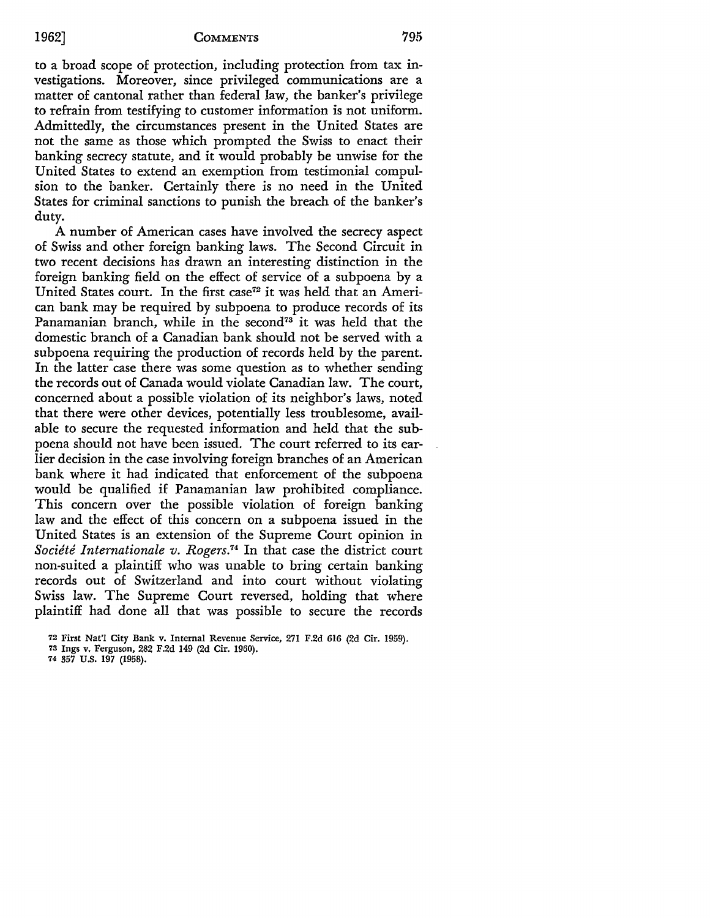to a broad scope of protection, including protection from tax investigations. Moreover, since privileged communications are a matter of cantonal rather than federal law, the banker's privilege to refrain from testifying to customer information is not uniform. Admittedly, the circumstances present in the United States are not the same as those which prompted the Swiss to enact their banking secrecy statute, and it would probably be unwise for the United States to extend an exemption from testimonial compulsion to the banker. Certainly there is no need in the United States for criminal sanctions to punish the breach of the banker's duty.

A number of American cases have involved the secrecy aspect of Swiss and other foreign banking laws. The Second Circuit in two recent decisions has drawn an interesting distinction in the foreign banking field on the effect of service of a subpoena by a United States court. In the first case[72] it was held that an American bank may be required by subpoena to produce records of its Panamanian branch, while in the second[73] it was held that the domestic branch of a Canadian bank should not be served with a subpoena requiring the production of records held by the parent. In the latter case there was some question as to whether sending the records out of Canada would violate Canadian law. The court, concerned about a possible violation of its neighbor's laws, noted that there were other devices, potentially less troublesome, available to secure the requested information and held that the subpoena should not have been issued. The court referred to its earlier decision in the case involving foreign branches of an American bank where it had indicated that enforcement of the subpoena would be qualified if Panamanian law prohibited compliance. This concern over the possible violation of foreign banking law and the effect of this concern on a subpoena issued in the United States is an extension of the Supreme Court opinion in *Société Internationale v. Rogers*.[74] In that case the district court non-suited a plaintiff who was unable to bring certain banking records out of Switzerland and into court without violating Swiss law. The Supreme Court reversed, holding that where plaintiff had done all that was possible to secure the records

[72] First Nat'l City Bank v. Internal Revenue Service, 271 F.2d 616 (2d Cir. 1959).

[73] Ings v. Ferguson, 282 F.2d 149 (2d Cir. 1960).

[74] 357 U.S. 197 (1958).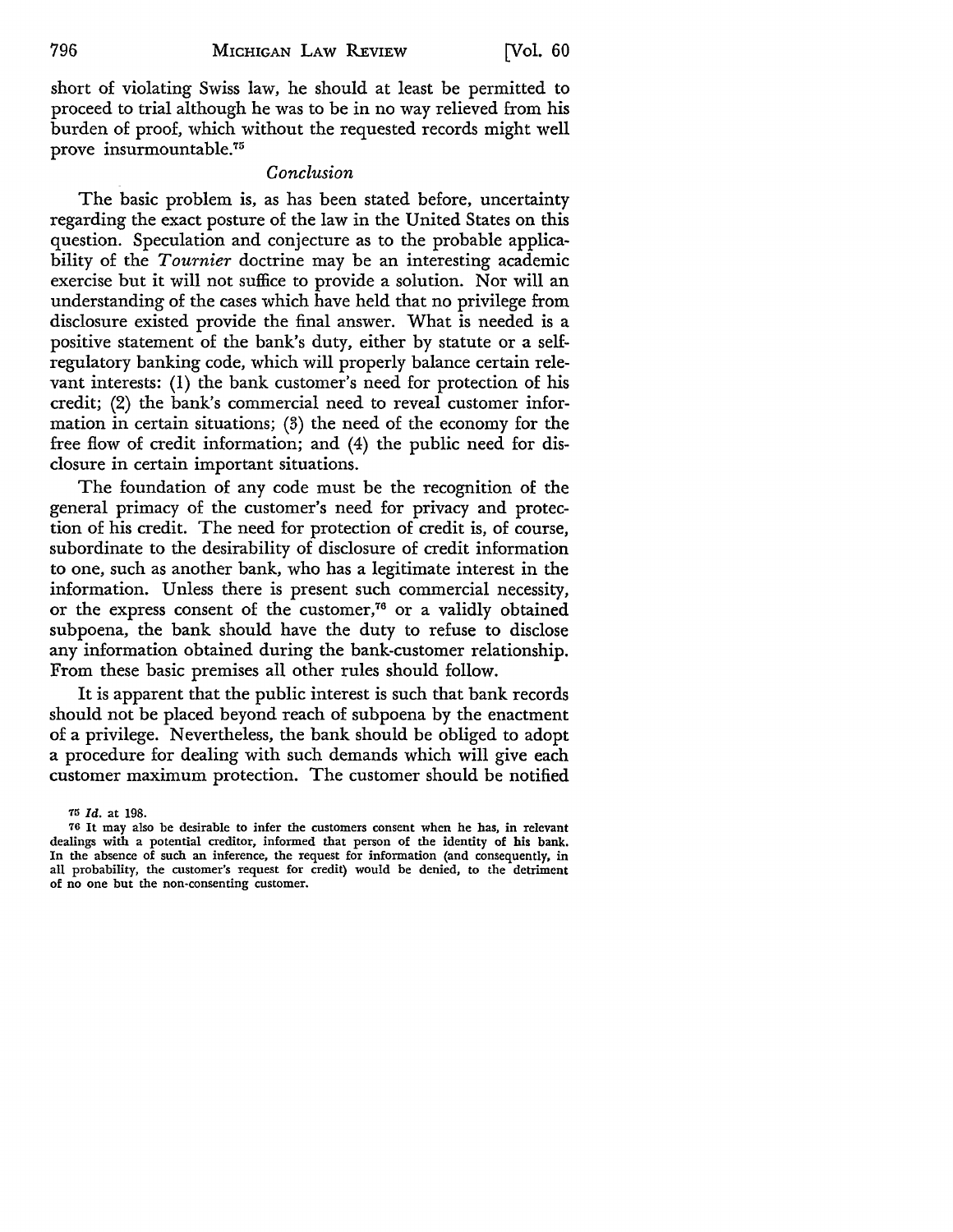short of violating Swiss law, he should at least be permitted to proceed to trial although he was to be in no way relieved from his burden of proof, which without the requested records might well prove insurmountable.[75]

### *Conclusion*

The basic problem is, as has been stated before, uncertainty regarding the exact posture of the law in the United States on this question. Speculation and conjecture as to the probable applicability of the *Tournier* doctrine may be an interesting academic exercise but it will not suffice to provide a solution. Nor will an understanding of the cases which have held that no privilege from disclosure existed provide the final answer. What is needed is a positive statement of the bank's duty, either by statute or a self-regulatory banking code, which will properly balance certain relevant interests: (1) the bank customer's need for protection of his credit; (2) the bank's commercial need to reveal customer information in certain situations; (3) the need of the economy for the free flow of credit information; and (4) the public need for disclosure in certain important situations.

The foundation of any code must be the recognition of the general primacy of the customer's need for privacy and protection of his credit. The need for protection of credit is, of course, subordinate to the desirability of disclosure of credit information to one, such as another bank, who has a legitimate interest in the information. Unless there is present such commercial necessity, or the express consent of the customer,[76] or a validly obtained subpoena, the bank should have the duty to refuse to disclose any information obtained during the bank-customer relationship. From these basic premises all other rules should follow.

It is apparent that the public interest is such that bank records should not be placed beyond reach of subpoena by the enactment of a privilege. Nevertheless, the bank should be obliged to adopt a procedure for dealing with such demands which will give each customer maximum protection. The customer should be notified

[75] *Id.* at 198.

[76] It may also be desirable to infer the customers consent when he has, in relevant dealings with a potential creditor, informed that person of the identity of his bank. In the absence of such an inference, the request for information (and consequently, in all probability, the customer's request for credit) would be denied, to the detriment of no one but the non-consenting customer.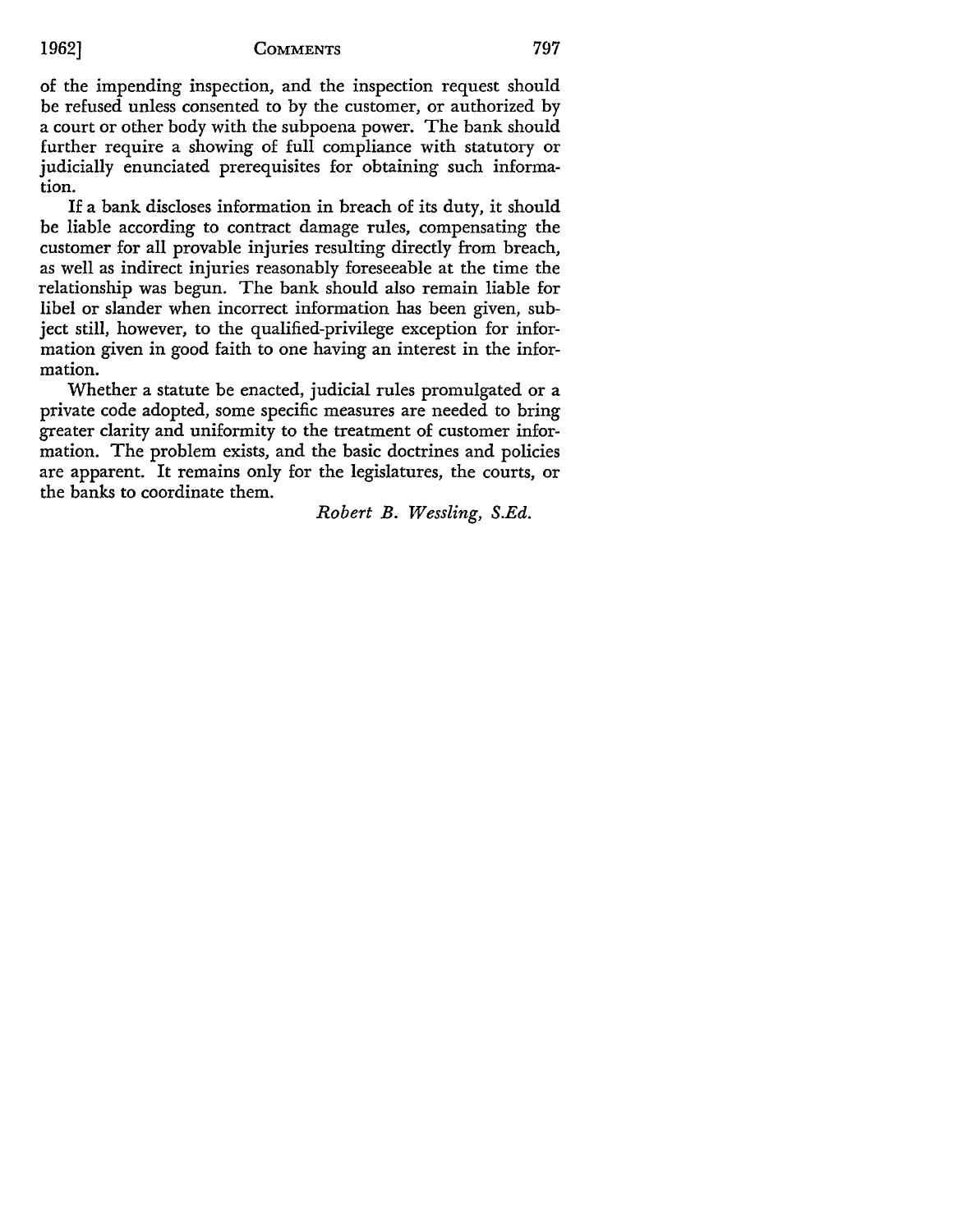of the impending inspection, and the inspection request should be refused unless consented to by the customer, or authorized by a court or other body with the subpoena power. The bank should further require a showing of full compliance with statutory or judicially enunciated prerequisites for obtaining such information.

If a bank discloses information in breach of its duty, it should be liable according to contract damage rules, compensating the customer for all provable injuries resulting directly from breach, as well as indirect injuries reasonably foreseeable at the time the relationship was begun. The bank should also remain liable for libel or slander when incorrect information has been given, subject still, however, to the qualified-privilege exception for information given in good faith to one having an interest in the information.

Whether a statute be enacted, judicial rules promulgated or a private code adopted, some specific measures are needed to bring greater clarity and uniformity to the treatment of customer information. The problem exists, and the basic doctrines and policies are apparent. It remains only for the legislatures, the courts, or the banks to coordinate them.

*Robert B. Wessling, S.Ed.*